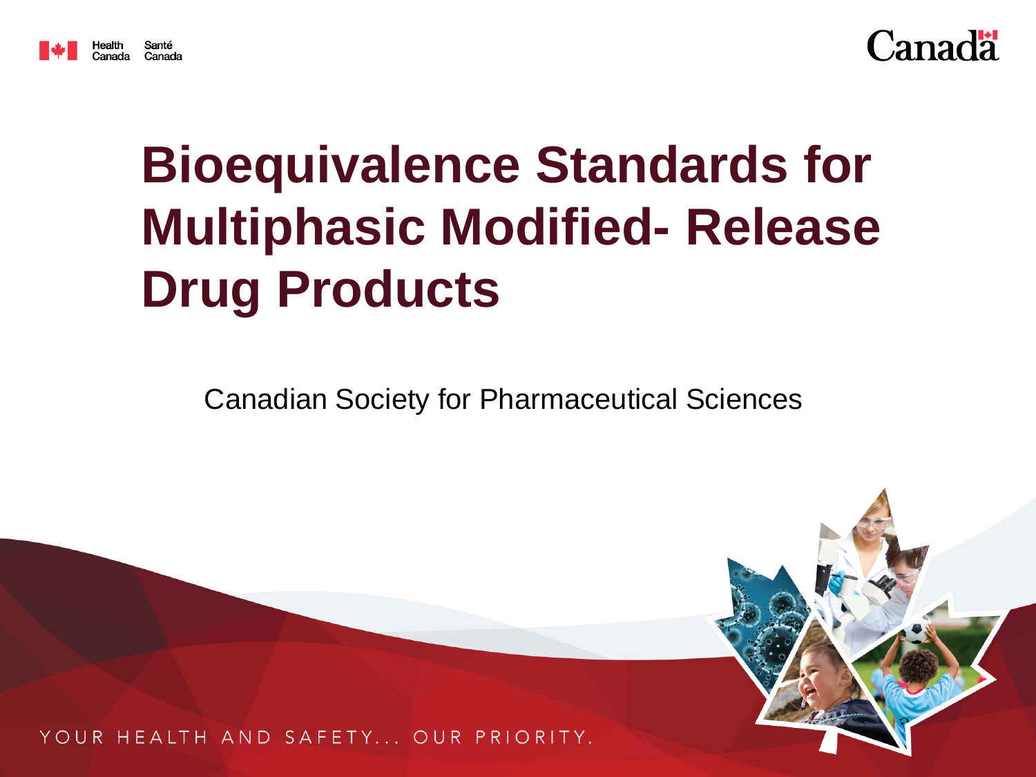# Bioequivalence Standards for Multiphasic Modified- Release Drug Products

Canadian Society for Pharmaceutical Sciences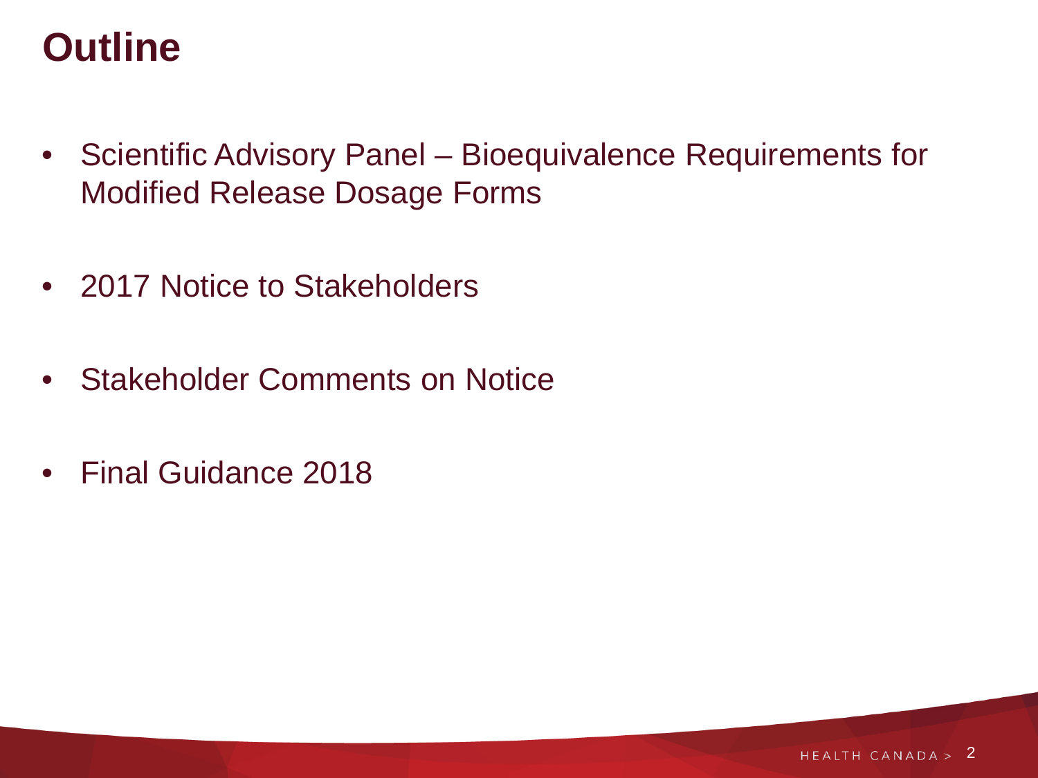# Outline

- Scientific Advisory Panel – Bioequivalence Requirements for Modified Release Dosage Forms
- 2017 Notice to Stakeholders
- Stakeholder Comments on Notice
- Final Guidance 2018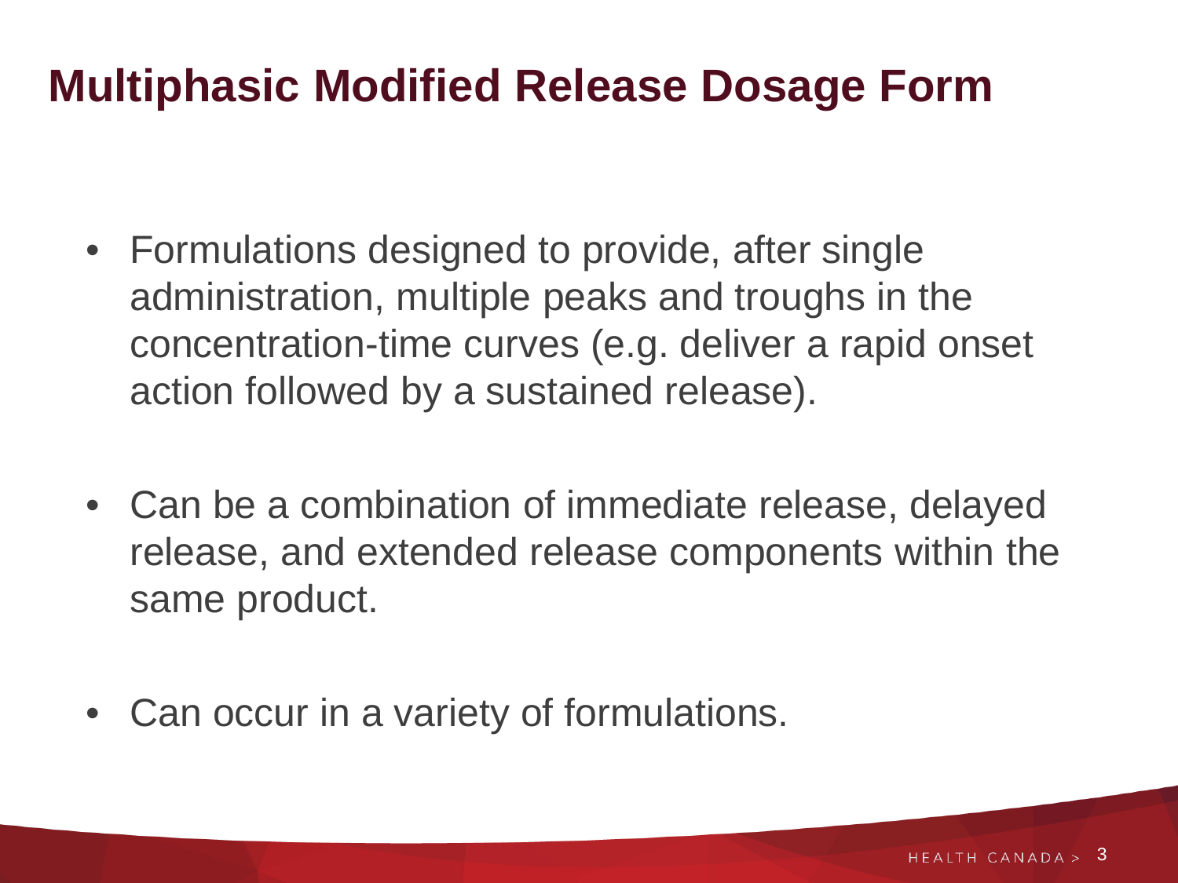# Multiphasic Modified Release Dosage Form

- Formulations designed to provide, after single administration, multiple peaks and troughs in the concentration-time curves (e.g. deliver a rapid onset action followed by a sustained release).

- Can be a combination of immediate release, delayed release, and extended release components within the same product.

- Can occur in a variety of formulations.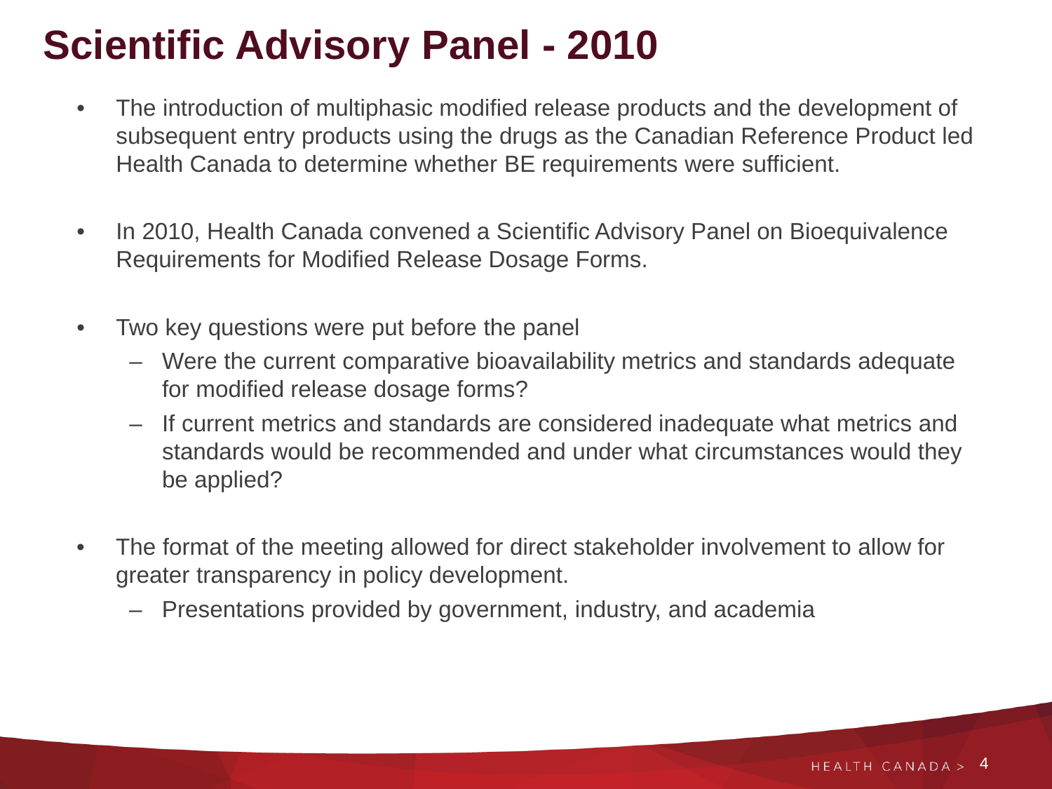# Scientific Advisory Panel - 2010

- The introduction of multiphasic modified release products and the development of subsequent entry products using the drugs as the Canadian Reference Product led Health Canada to determine whether BE requirements were sufficient.
- In 2010, Health Canada convened a Scientific Advisory Panel on Bioequivalence Requirements for Modified Release Dosage Forms.
- Two key questions were put before the panel
  - Were the current comparative bioavailability metrics and standards adequate for modified release dosage forms?
  - If current metrics and standards are considered inadequate what metrics and standards would be recommended and under what circumstances would they be applied?
- The format of the meeting allowed for direct stakeholder involvement to allow for greater transparency in policy development.
  - Presentations provided by government, industry, and academia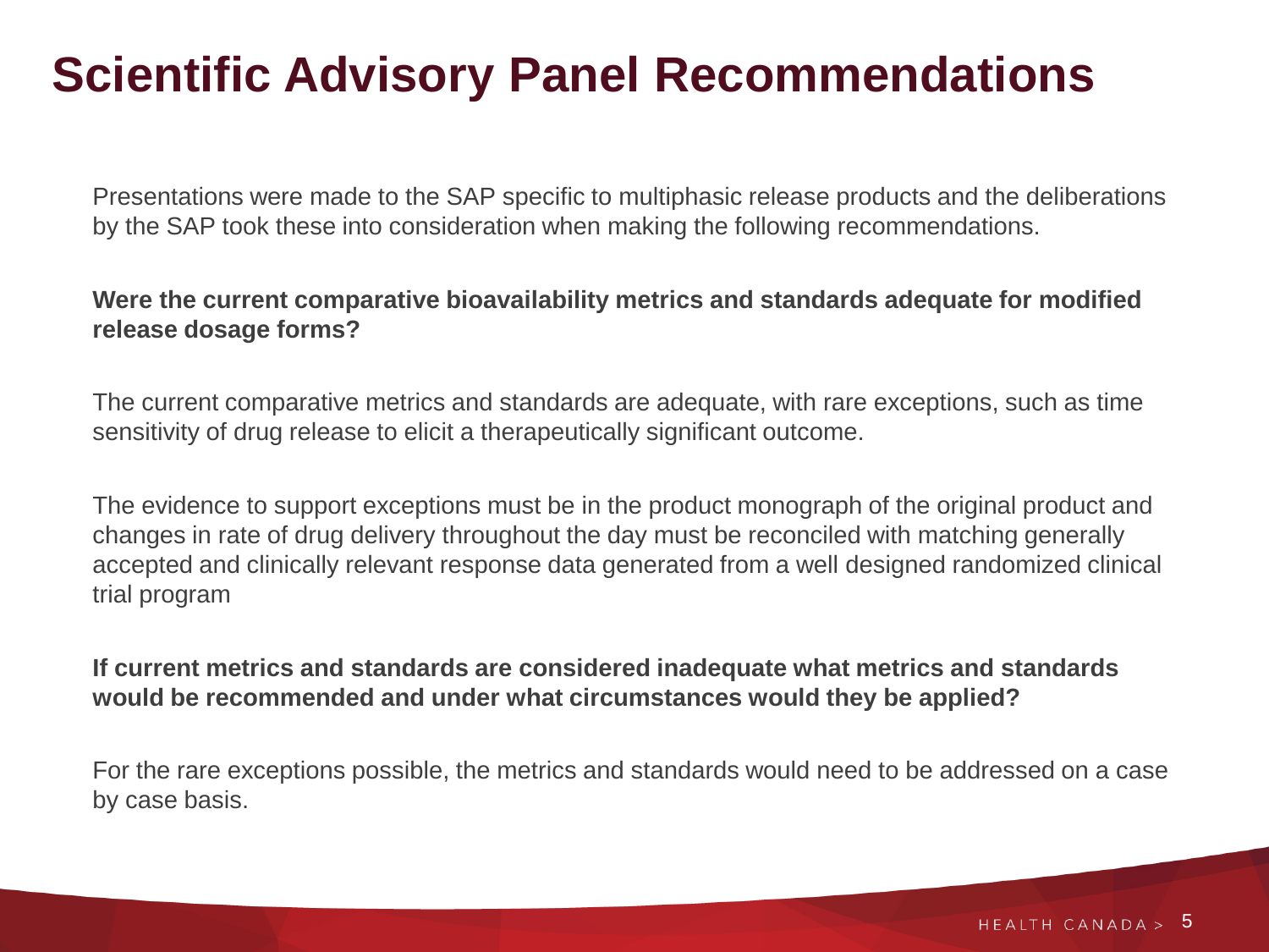# Scientific Advisory Panel Recommendations

Presentations were made to the SAP specific to multiphasic release products and the deliberations by the SAP took these into consideration when making the following recommendations.

**Were the current comparative bioavailability metrics and standards adequate for modified release dosage forms?**

The current comparative metrics and standards are adequate, with rare exceptions, such as time sensitivity of drug release to elicit a therapeutically significant outcome.

The evidence to support exceptions must be in the product monograph of the original product and changes in rate of drug delivery throughout the day must be reconciled with matching generally accepted and clinically relevant response data generated from a well designed randomized clinical trial program

**If current metrics and standards are considered inadequate what metrics and standards would be recommended and under what circumstances would they be applied?**

For the rare exceptions possible, the metrics and standards would need to be addressed on a case by case basis.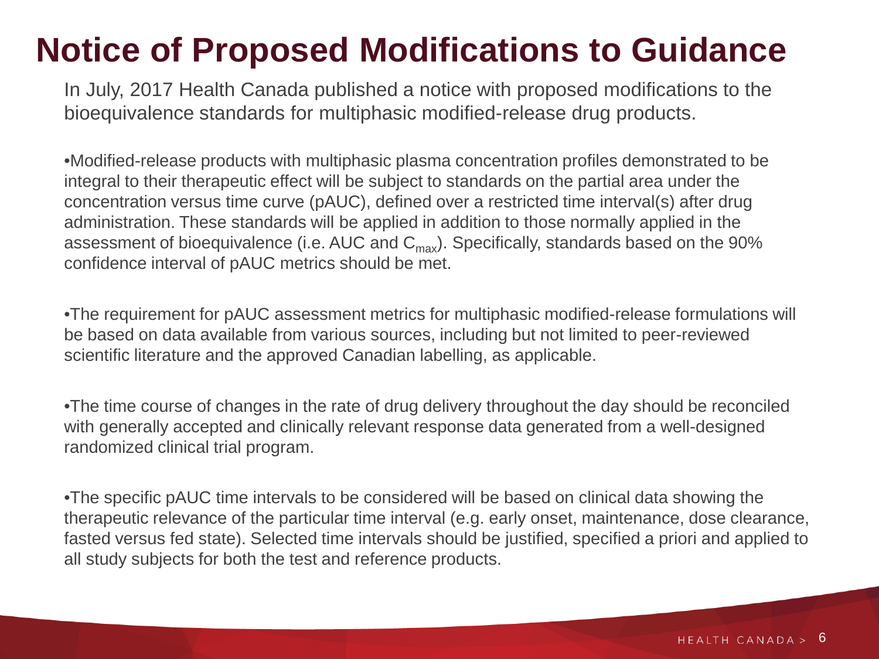# Notice of Proposed Modifications to Guidance

In July, 2017 Health Canada published a notice with proposed modifications to the bioequivalence standards for multiphasic modified-release drug products.

- Modified-release products with multiphasic plasma concentration profiles demonstrated to be integral to their therapeutic effect will be subject to standards on the partial area under the concentration versus time curve (pAUC), defined over a restricted time interval(s) after drug administration. These standards will be applied in addition to those normally applied in the assessment of bioequivalence (i.e. AUC and $C_{max}$). Specifically, standards based on the 90% confidence interval of pAUC metrics should be met.

- The requirement for pAUC assessment metrics for multiphasic modified-release formulations will be based on data available from various sources, including but not limited to peer-reviewed scientific literature and the approved Canadian labelling, as applicable.

- The time course of changes in the rate of drug delivery throughout the day should be reconciled with generally accepted and clinically relevant response data generated from a well-designed randomized clinical trial program.

- The specific pAUC time intervals to be considered will be based on clinical data showing the therapeutic relevance of the particular time interval (e.g. early onset, maintenance, dose clearance, fasted versus fed state). Selected time intervals should be justified, specified a priori and applied to all study subjects for both the test and reference products.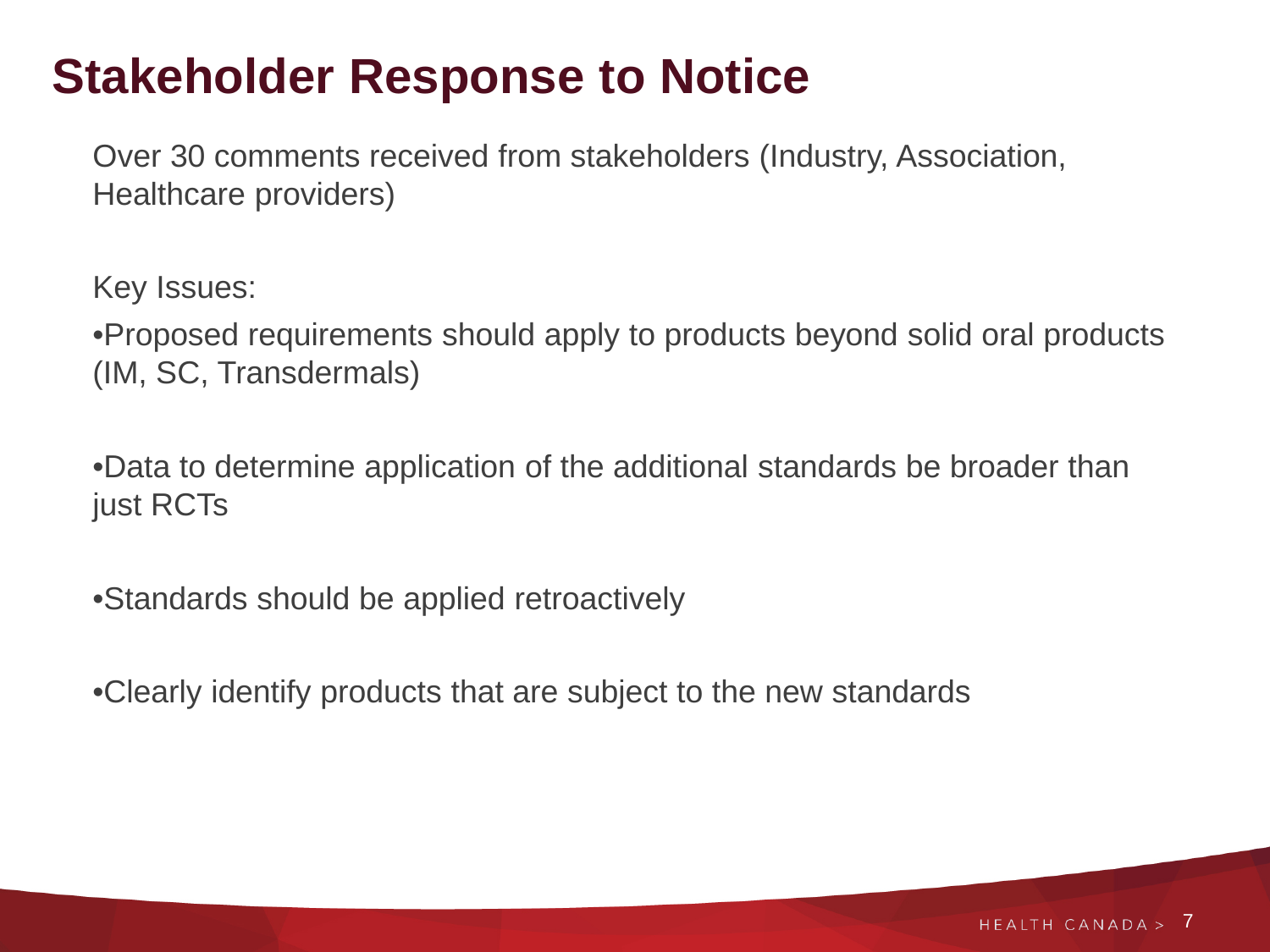# Stakeholder Response to Notice

Over 30 comments received from stakeholders (Industry, Association, Healthcare providers)

Key Issues:

- Proposed requirements should apply to products beyond solid oral products (IM, SC, Transdermals)

- Data to determine application of the additional standards be broader than just RCTs

- Standards should be applied retroactively

- Clearly identify products that are subject to the new standards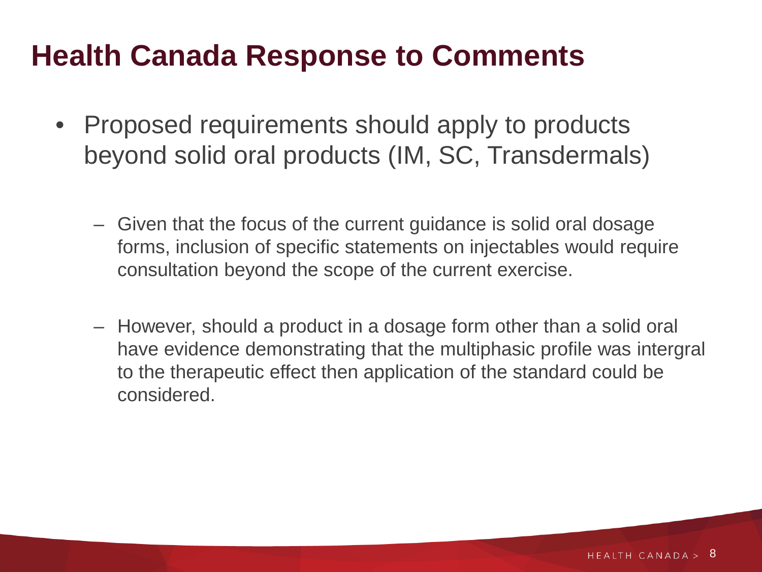# Health Canada Response to Comments

- Proposed requirements should apply to products beyond solid oral products (IM, SC, Transdermals)
  - Given that the focus of the current guidance is solid oral dosage forms, inclusion of specific statements on injectables would require consultation beyond the scope of the current exercise.
  - However, should a product in a dosage form other than a solid oral have evidence demonstrating that the multiphasic profile was intergral to the therapeutic effect then application of the standard could be considered.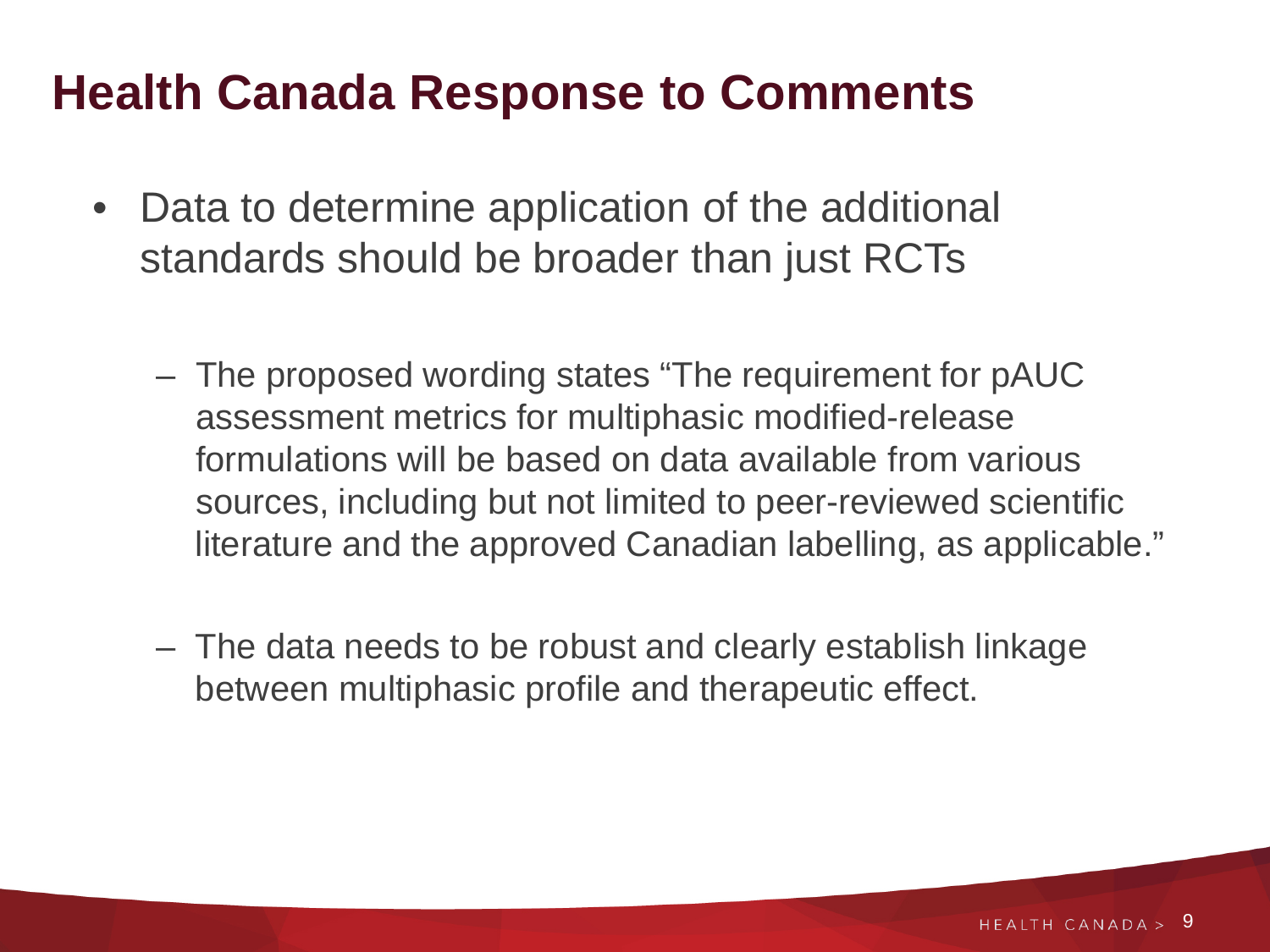# Health Canada Response to Comments

- Data to determine application of the additional standards should be broader than just RCTs
  - The proposed wording states "The requirement for pAUC assessment metrics for multiphasic modified-release formulations will be based on data available from various sources, including but not limited to peer-reviewed scientific literature and the approved Canadian labelling, as applicable."
  - The data needs to be robust and clearly establish linkage between multiphasic profile and therapeutic effect.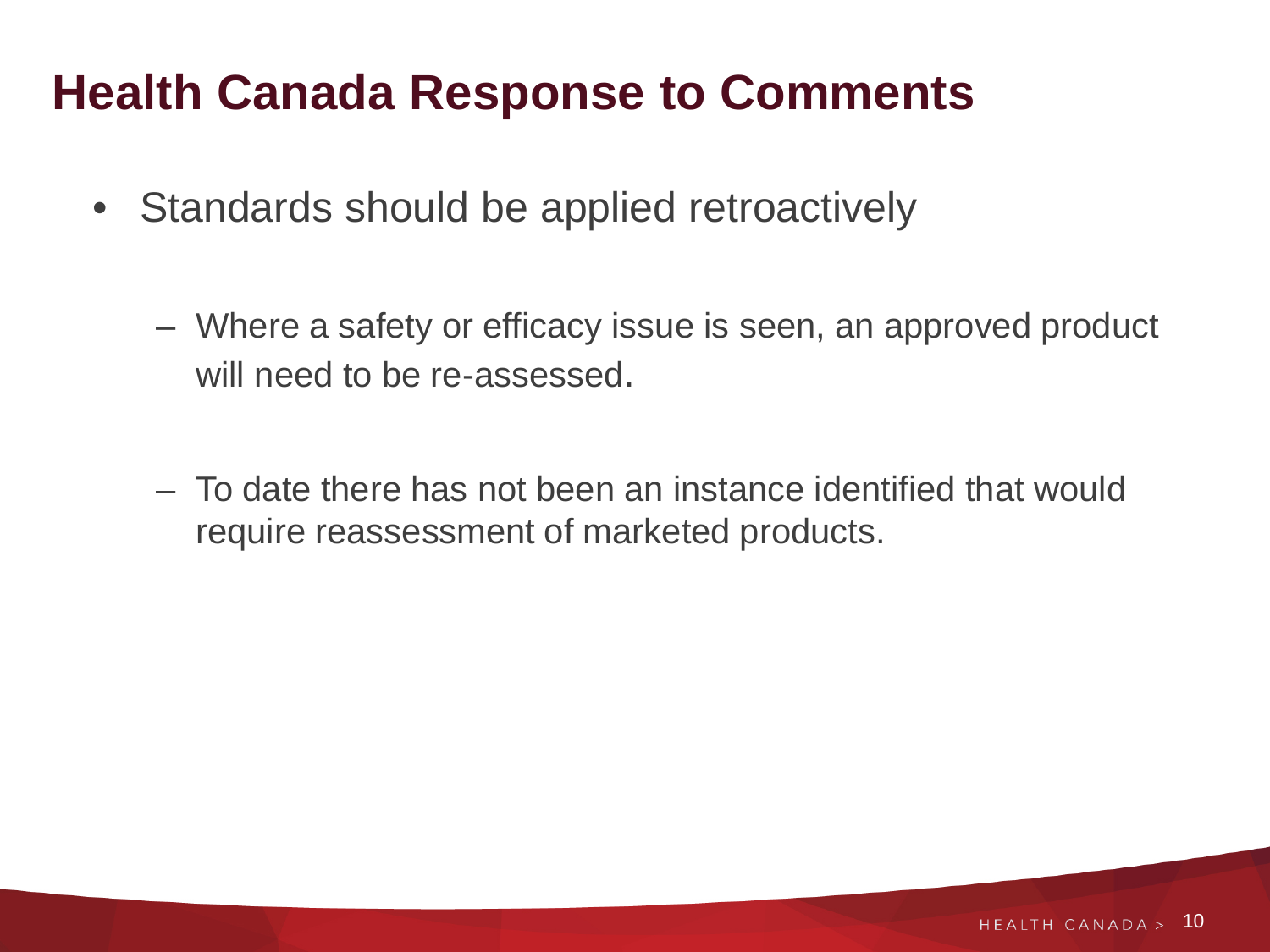# Health Canada Response to Comments

- Standards should be applied retroactively
  - Where a safety or efficacy issue is seen, an approved product will need to be re-assessed.
  - To date there has not been an instance identified that would require reassessment of marketed products.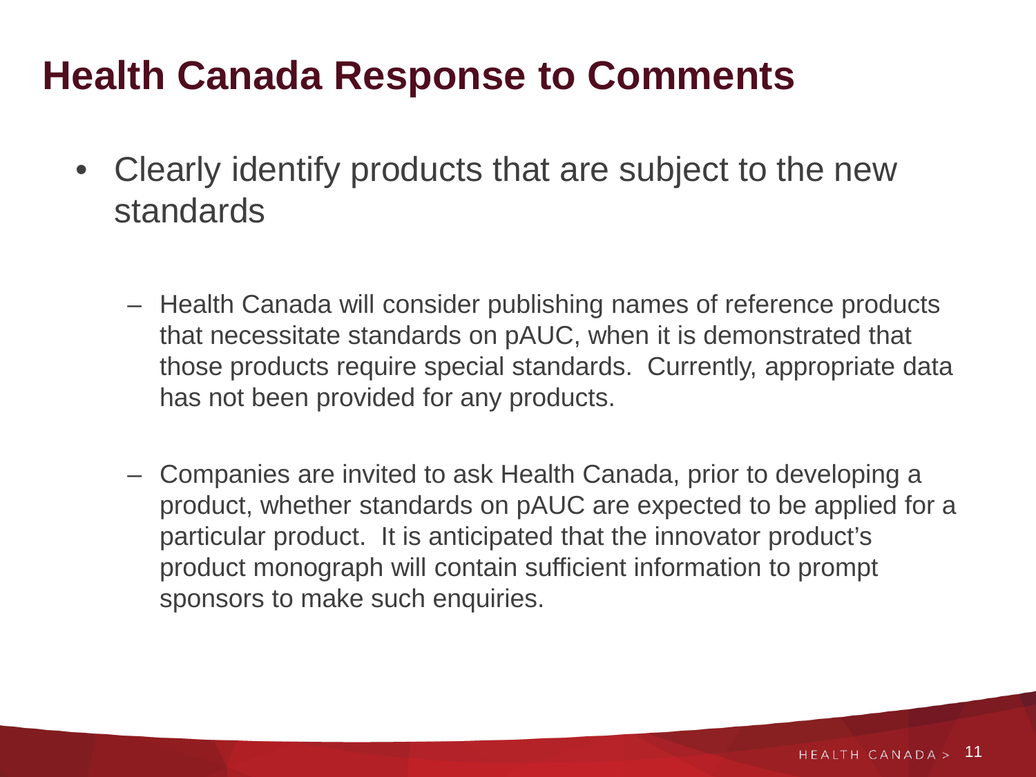# Health Canada Response to Comments

- Clearly identify products that are subject to the new standards
  - Health Canada will consider publishing names of reference products that necessitate standards on pAUC, when it is demonstrated that those products require special standards. Currently, appropriate data has not been provided for any products.
  - Companies are invited to ask Health Canada, prior to developing a product, whether standards on pAUC are expected to be applied for a particular product. It is anticipated that the innovator product's product monograph will contain sufficient information to prompt sponsors to make such enquiries.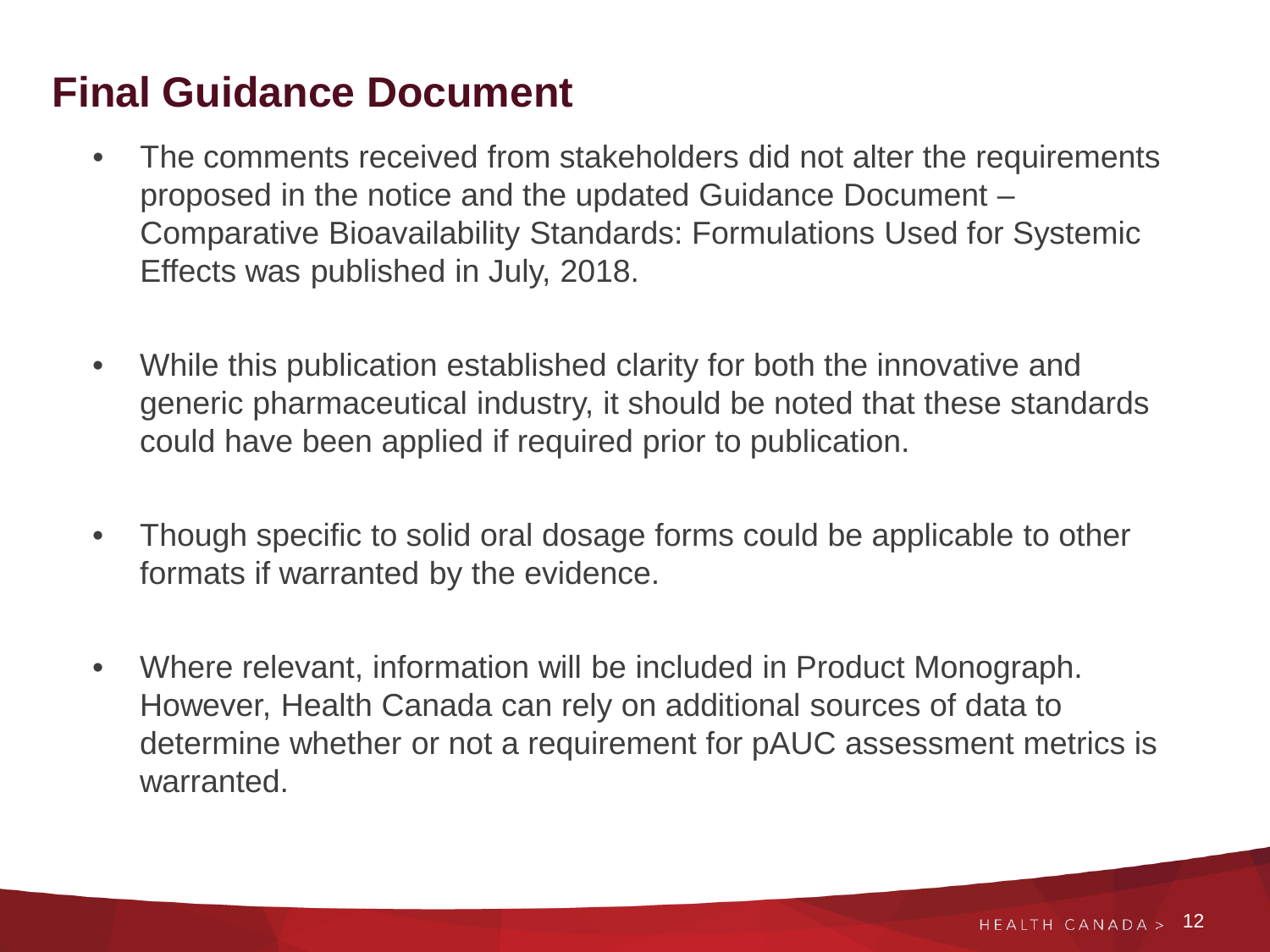# Final Guidance Document

- The comments received from stakeholders did not alter the requirements proposed in the notice and the updated Guidance Document – Comparative Bioavailability Standards: Formulations Used for Systemic Effects was published in July, 2018.

- While this publication established clarity for both the innovative and generic pharmaceutical industry, it should be noted that these standards could have been applied if required prior to publication.

- Though specific to solid oral dosage forms could be applicable to other formats if warranted by the evidence.

- Where relevant, information will be included in Product Monograph. However, Health Canada can rely on additional sources of data to determine whether or not a requirement for pAUC assessment metrics is warranted.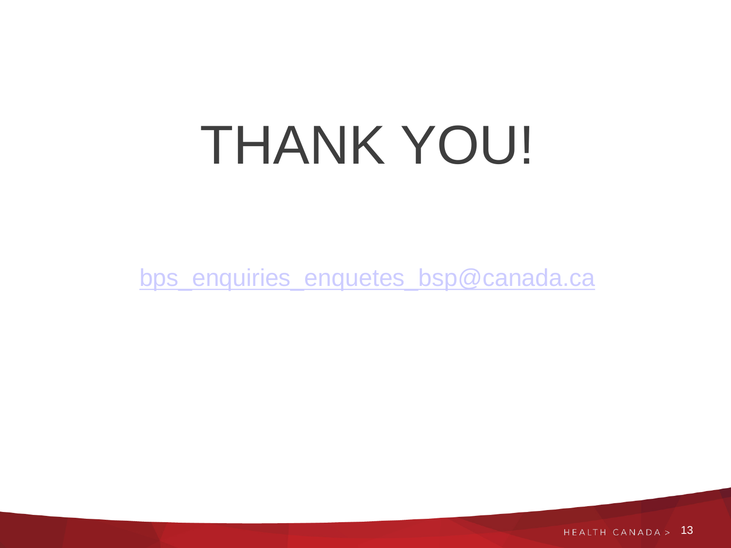# THANK YOU!

bps_enquiries_enquetes_bsp@canada.ca